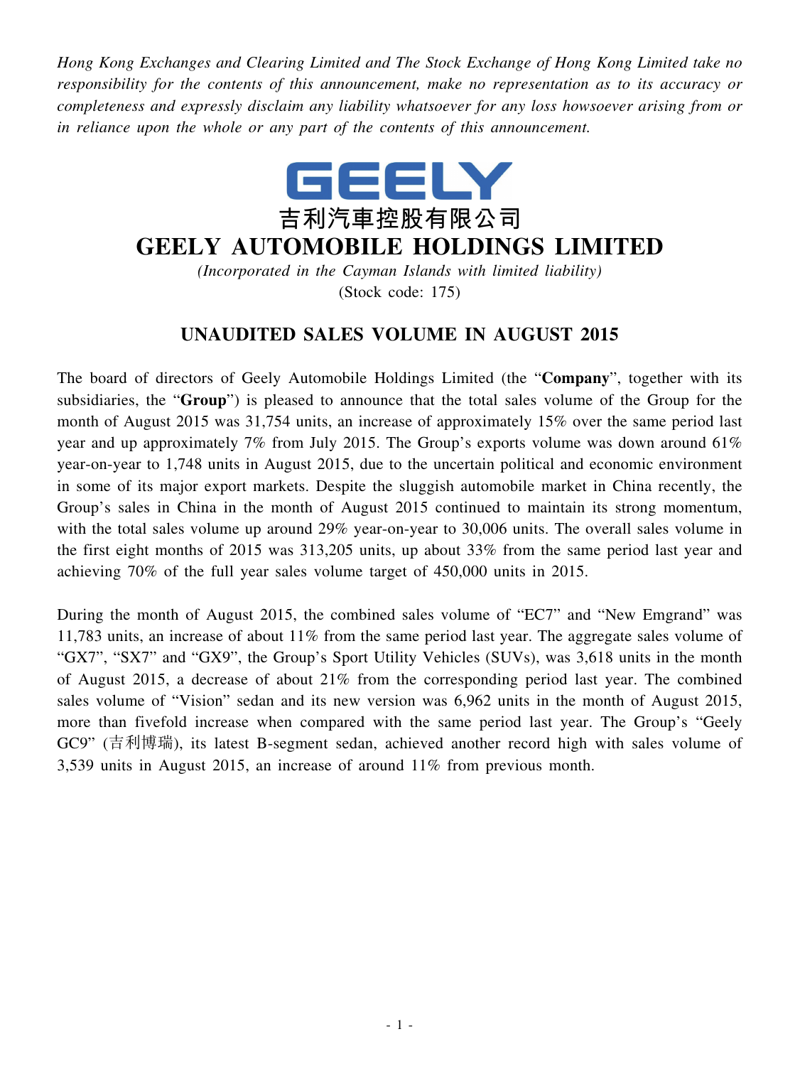*Hong Kong Exchanges and Clearing Limited and The Stock Exchange of Hong Kong Limited take no responsibility for the contents of this announcement, make no representation as to its accuracy or completeness and expressly disclaim any liability whatsoever for any loss howsoever arising from or in reliance upon the whole or any part of the contents of this announcement.*

GEELY

吉利汽車控股有限公司

# GEELY AUTOMOBILE HOLDINGS LIMITED

*(Incorporated in the Cayman Islands with limited liability)*

(Stock code: 175)

## UNAUDITED SALES VOLUME IN AUGUST 2015

The board of directors of Geely Automobile Holdings Limited (the "**Company**", together with its subsidiaries, the "**Group**") is pleased to announce that the total sales volume of the Group for the month of August 2015 was 31,754 units, an increase of approximately 15% over the same period last year and up approximately 7% from July 2015. The Group's exports volume was down around 61% year-on-year to 1,748 units in August 2015, due to the uncertain political and economic environment in some of its major export markets. Despite the sluggish automobile market in China recently, the Group's sales in China in the month of August 2015 continued to maintain its strong momentum, with the total sales volume up around 29% year-on-year to 30,006 units. The overall sales volume in the first eight months of 2015 was 313,205 units, up about 33% from the same period last year and achieving 70% of the full year sales volume target of 450,000 units in 2015.

During the month of August 2015, the combined sales volume of "EC7" and "New Emgrand" was 11,783 units, an increase of about 11% from the same period last year. The aggregate sales volume of "GX7", "SX7" and "GX9", the Group's Sport Utility Vehicles (SUVs), was 3,618 units in the month of August 2015, a decrease of about 21% from the corresponding period last year. The combined sales volume of "Vision" sedan and its new version was 6,962 units in the month of August 2015, more than fivefold increase when compared with the same period last year. The Group's "Geely GC9" (吉利博瑞), its latest B-segment sedan, achieved another record high with sales volume of 3,539 units in August 2015, an increase of around 11% from previous month.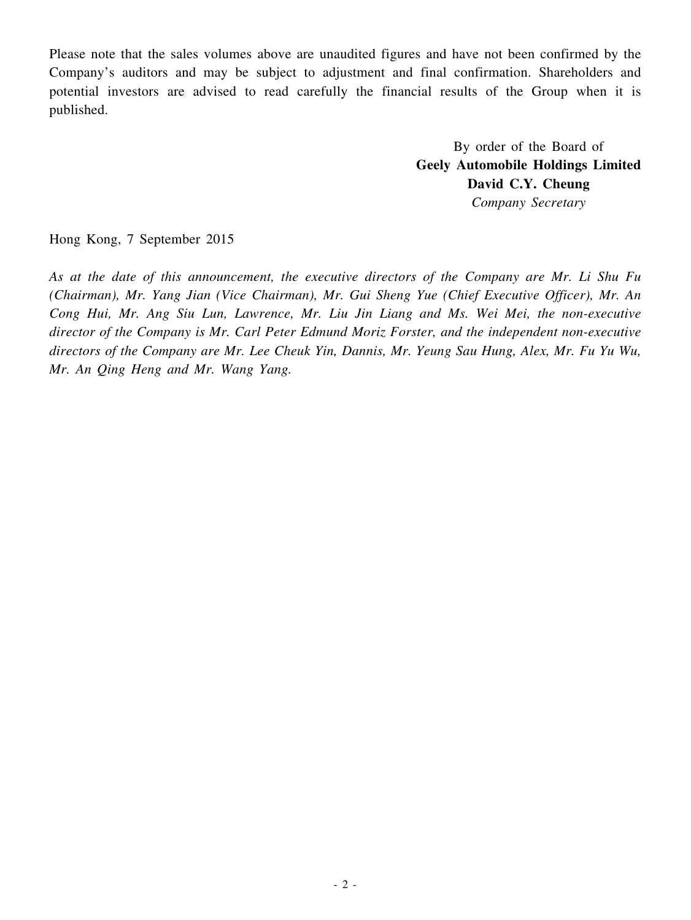Please note that the sales volumes above are unaudited figures and have not been confirmed by the Company's auditors and may be subject to adjustment and final confirmation. Shareholders and potential investors are advised to read carefully the financial results of the Group when it is published.

By order of the Board of
**Geely Automobile Holdings Limited**
**David C.Y. Cheung**
*Company Secretary*

Hong Kong, 7 September 2015

*As at the date of this announcement, the executive directors of the Company are Mr. Li Shu Fu (Chairman), Mr. Yang Jian (Vice Chairman), Mr. Gui Sheng Yue (Chief Executive Officer), Mr. An Cong Hui, Mr. Ang Siu Lun, Lawrence, Mr. Liu Jin Liang and Ms. Wei Mei, the non-executive director of the Company is Mr. Carl Peter Edmund Moriz Forster, and the independent non-executive directors of the Company are Mr. Lee Cheuk Yin, Dannis, Mr. Yeung Sau Hung, Alex, Mr. Fu Yu Wu, Mr. An Qing Heng and Mr. Wang Yang.*